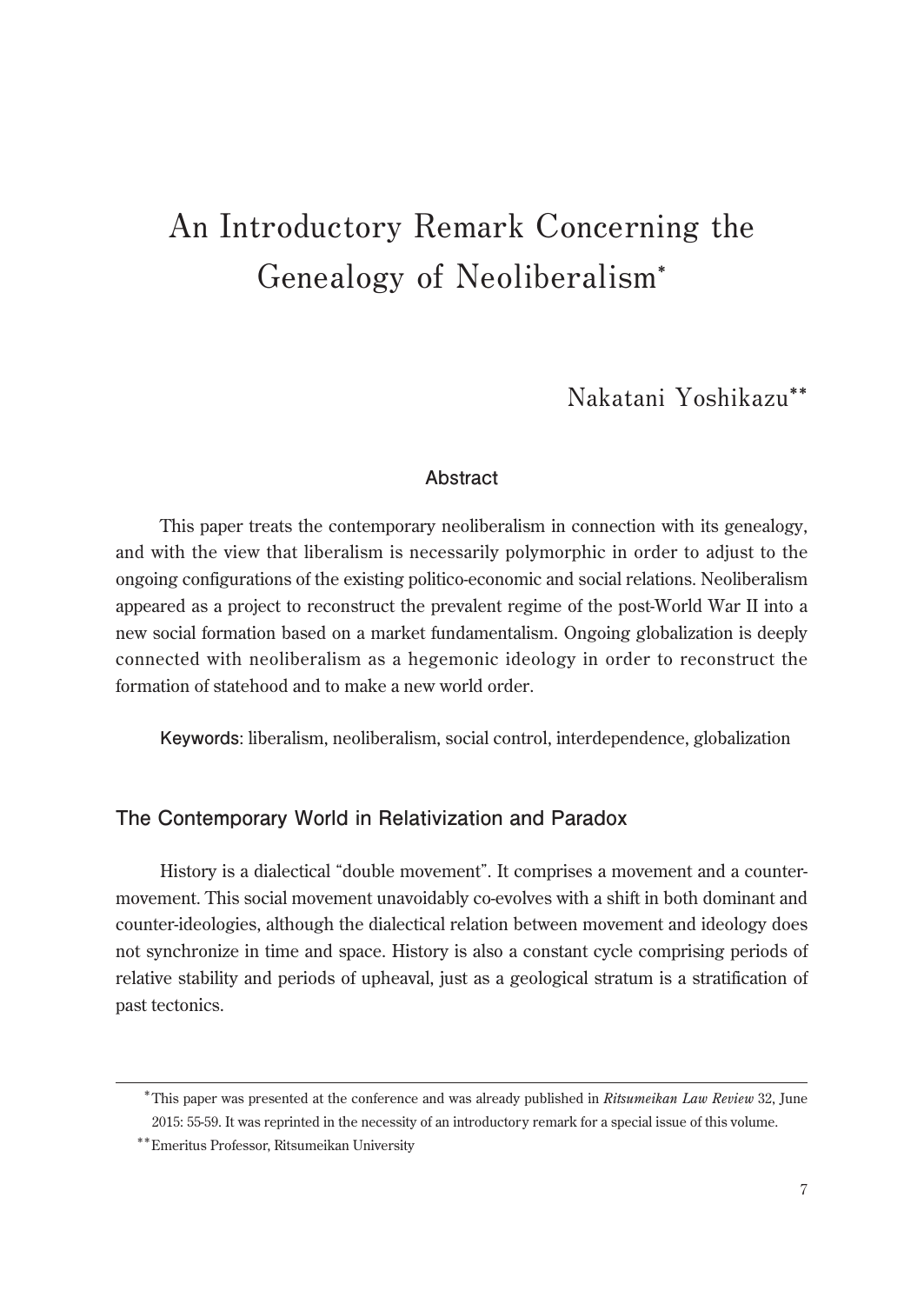# An Introductory Remark Concerning the Genealogy of Neoliberalism*

Nakatani Yoshikazu**

### Abstract

This paper treats the contemporary neoliberalism in connection with its genealogy, and with the view that liberalism is necessarily polymorphic in order to adjust to the ongoing configurations of the existing politico-economic and social relations. Neoliberalism appeared as a project to reconstruct the prevalent regime of the post-World War II into a new social formation based on a market fundamentalism. Ongoing globalization is deeply connected with neoliberalism as a hegemonic ideology in order to reconstruct the formation of statehood and to make a new world order.

**Keywords**: liberalism, neoliberalism, social control, interdependence, globalization

## The Contemporary World in Relativization and Paradox

History is a dialectical "double movement". It comprises a movement and a counter-movement. This social movement unavoidably co-evolves with a shift in both dominant and counter-ideologies, although the dialectical relation between movement and ideology does not synchronize in time and space. History is also a constant cycle comprising periods of relative stability and periods of upheaval, just as a geological stratum is a stratification of past tectonics.

---

* This paper was presented at the conference and was already published in *Ritsumeikan Law Review* 32, June 2015: 55-59. It was reprinted in the necessity of an introductory remark for a special issue of this volume.

** Emeritus Professor, Ritsumeikan University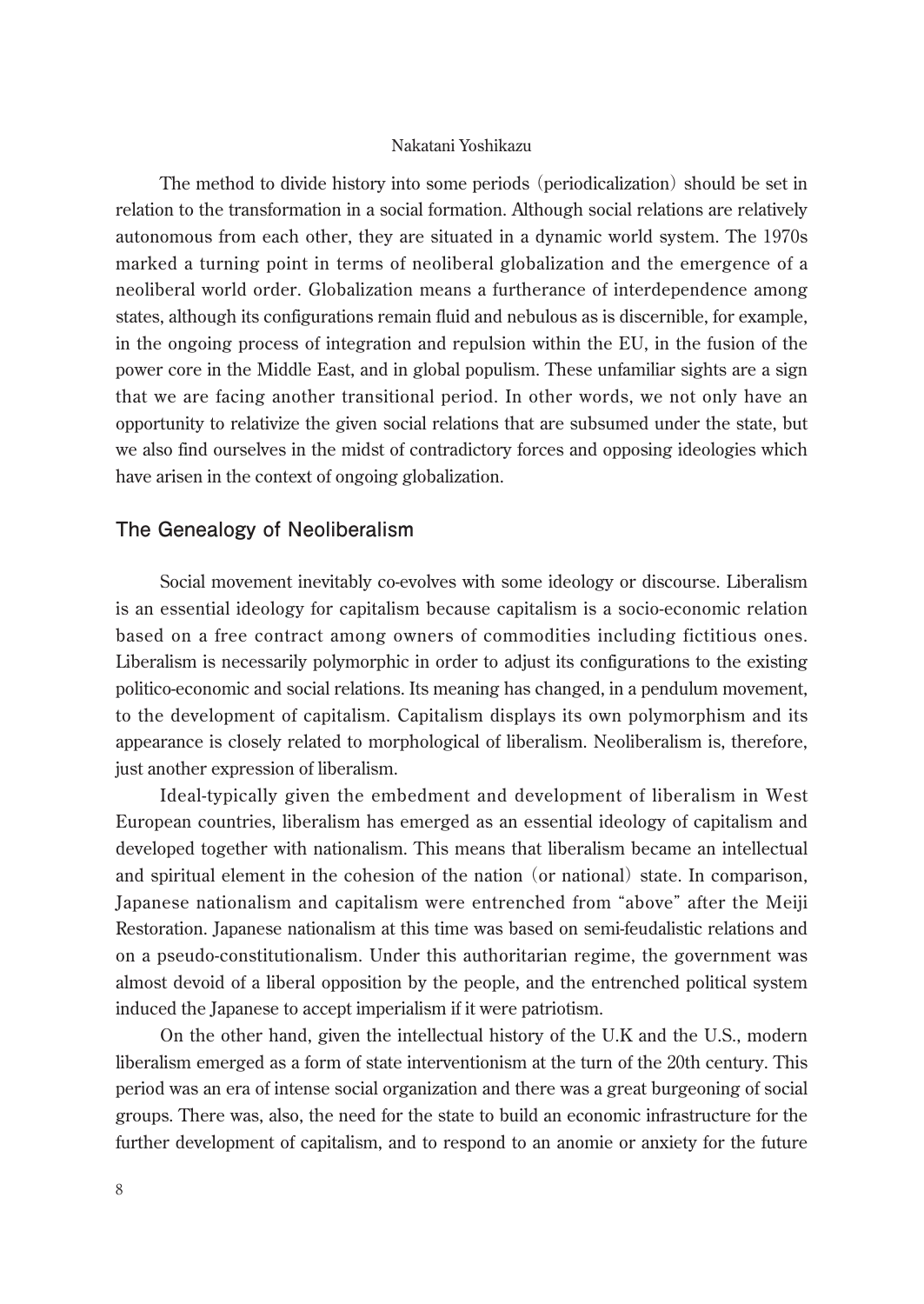The method to divide history into some periods (periodicalization) should be set in relation to the transformation in a social formation. Although social relations are relatively autonomous from each other, they are situated in a dynamic world system. The 1970s marked a turning point in terms of neoliberal globalization and the emergence of a neoliberal world order. Globalization means a furtherance of interdependence among states, although its configurations remain fluid and nebulous as is discernible, for example, in the ongoing process of integration and repulsion within the EU, in the fusion of the power core in the Middle East, and in global populism. These unfamiliar sights are a sign that we are facing another transitional period. In other words, we not only have an opportunity to relativize the given social relations that are subsumed under the state, but we also find ourselves in the midst of contradictory forces and opposing ideologies which have arisen in the context of ongoing globalization.

## The Genealogy of Neoliberalism

Social movement inevitably co-evolves with some ideology or discourse. Liberalism is an essential ideology for capitalism because capitalism is a socio-economic relation based on a free contract among owners of commodities including fictitious ones. Liberalism is necessarily polymorphic in order to adjust its configurations to the existing politico-economic and social relations. Its meaning has changed, in a pendulum movement, to the development of capitalism. Capitalism displays its own polymorphism and its appearance is closely related to morphological of liberalism. Neoliberalism is, therefore, just another expression of liberalism.

Ideal-typically given the embedment and development of liberalism in West European countries, liberalism has emerged as an essential ideology of capitalism and developed together with nationalism. This means that liberalism became an intellectual and spiritual element in the cohesion of the nation (or national) state. In comparison, Japanese nationalism and capitalism were entrenched from "above" after the Meiji Restoration. Japanese nationalism at this time was based on semi-feudalistic relations and on a pseudo-constitutionalism. Under this authoritarian regime, the government was almost devoid of a liberal opposition by the people, and the entrenched political system induced the Japanese to accept imperialism if it were patriotism.

On the other hand, given the intellectual history of the U.K and the U.S., modern liberalism emerged as a form of state interventionism at the turn of the 20th century. This period was an era of intense social organization and there was a great burgeoning of social groups. There was, also, the need for the state to build an economic infrastructure for the further development of capitalism, and to respond to an anomie or anxiety for the future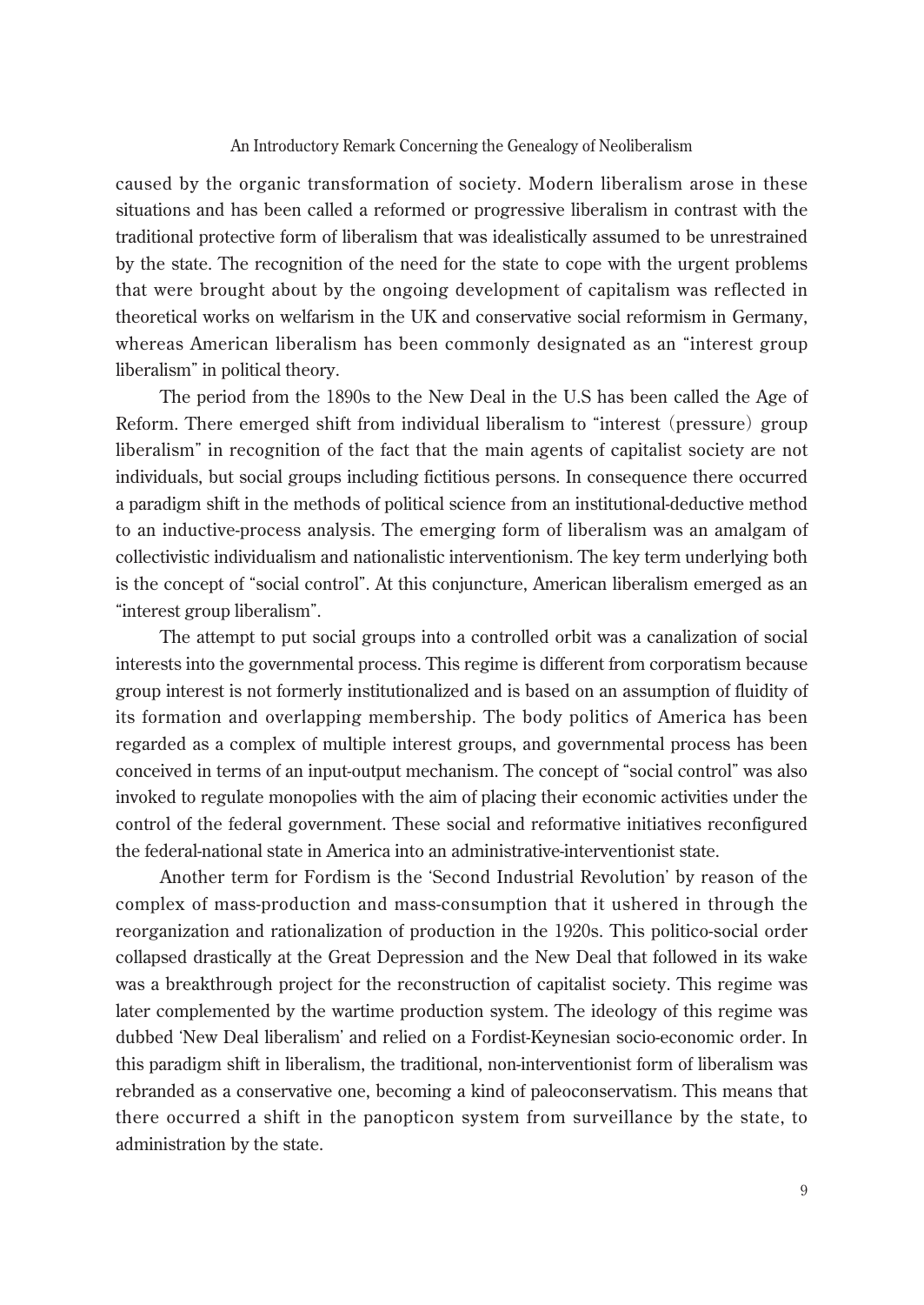caused by the organic transformation of society. Modern liberalism arose in these situations and has been called a reformed or progressive liberalism in contrast with the traditional protective form of liberalism that was idealistically assumed to be unrestrained by the state. The recognition of the need for the state to cope with the urgent problems that were brought about by the ongoing development of capitalism was reflected in theoretical works on welfarism in the UK and conservative social reformism in Germany, whereas American liberalism has been commonly designated as an "interest group liberalism" in political theory.

The period from the 1890s to the New Deal in the U.S has been called the Age of Reform. There emerged shift from individual liberalism to "interest (pressure) group liberalism" in recognition of the fact that the main agents of capitalist society are not individuals, but social groups including fictitious persons. In consequence there occurred a paradigm shift in the methods of political science from an institutional-deductive method to an inductive-process analysis. The emerging form of liberalism was an amalgam of collectivistic individualism and nationalistic interventionism. The key term underlying both is the concept of "social control". At this conjuncture, American liberalism emerged as an "interest group liberalism".

The attempt to put social groups into a controlled orbit was a canalization of social interests into the governmental process. This regime is different from corporatism because group interest is not formerly institutionalized and is based on an assumption of fluidity of its formation and overlapping membership. The body politics of America has been regarded as a complex of multiple interest groups, and governmental process has been conceived in terms of an input-output mechanism. The concept of "social control" was also invoked to regulate monopolies with the aim of placing their economic activities under the control of the federal government. These social and reformative initiatives reconfigured the federal-national state in America into an administrative-interventionist state.

Another term for Fordism is the 'Second Industrial Revolution' by reason of the complex of mass-production and mass-consumption that it ushered in through the reorganization and rationalization of production in the 1920s. This politico-social order collapsed drastically at the Great Depression and the New Deal that followed in its wake was a breakthrough project for the reconstruction of capitalist society. This regime was later complemented by the wartime production system. The ideology of this regime was dubbed 'New Deal liberalism' and relied on a Fordist-Keynesian socio-economic order. In this paradigm shift in liberalism, the traditional, non-interventionist form of liberalism was rebranded as a conservative one, becoming a kind of paleoconservatism. This means that there occurred a shift in the panopticon system from surveillance by the state, to administration by the state.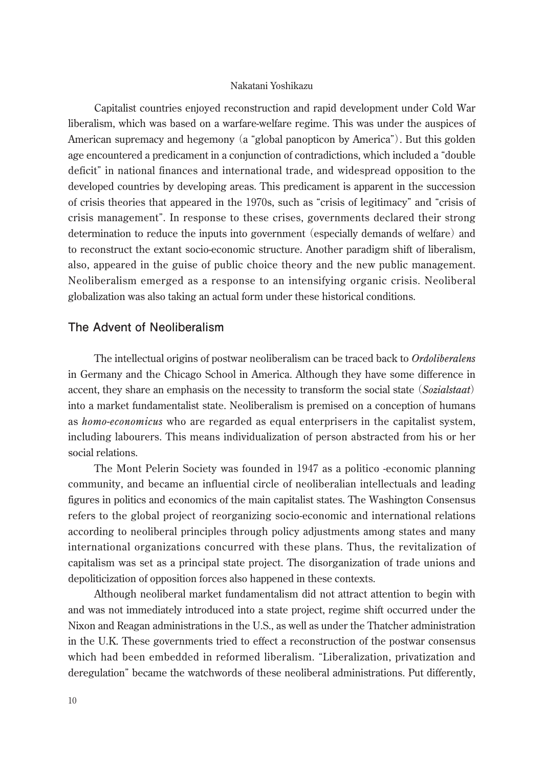Capitalist countries enjoyed reconstruction and rapid development under Cold War liberalism, which was based on a warfare-welfare regime. This was under the auspices of American supremacy and hegemony (a "global panopticon by America"). But this golden age encountered a predicament in a conjunction of contradictions, which included a "double deficit" in national finances and international trade, and widespread opposition to the developed countries by developing areas. This predicament is apparent in the succession of crisis theories that appeared in the 1970s, such as "crisis of legitimacy" and "crisis of crisis management". In response to these crises, governments declared their strong determination to reduce the inputs into government (especially demands of welfare) and to reconstruct the extant socio-economic structure. Another paradigm shift of liberalism, also, appeared in the guise of public choice theory and the new public management. Neoliberalism emerged as a response to an intensifying organic crisis. Neoliberal globalization was also taking an actual form under these historical conditions.

## The Advent of Neoliberalism

The intellectual origins of postwar neoliberalism can be traced back to *Ordoliberalens* in Germany and the Chicago School in America. Although they have some difference in accent, they share an emphasis on the necessity to transform the social state (*Sozialstaat*) into a market fundamentalist state. Neoliberalism is premised on a conception of humans as *homo-economicus* who are regarded as equal enterprisers in the capitalist system, including labourers. This means individualization of person abstracted from his or her social relations.

The Mont Pelerin Society was founded in 1947 as a politico -economic planning community, and became an influential circle of neoliberalian intellectuals and leading figures in politics and economics of the main capitalist states. The Washington Consensus refers to the global project of reorganizing socio-economic and international relations according to neoliberal principles through policy adjustments among states and many international organizations concurred with these plans. Thus, the revitalization of capitalism was set as a principal state project. The disorganization of trade unions and depoliticization of opposition forces also happened in these contexts.

Although neoliberal market fundamentalism did not attract attention to begin with and was not immediately introduced into a state project, regime shift occurred under the Nixon and Reagan administrations in the U.S., as well as under the Thatcher administration in the U.K. These governments tried to effect a reconstruction of the postwar consensus which had been embedded in reformed liberalism. "Liberalization, privatization and deregulation" became the watchwords of these neoliberal administrations. Put differently,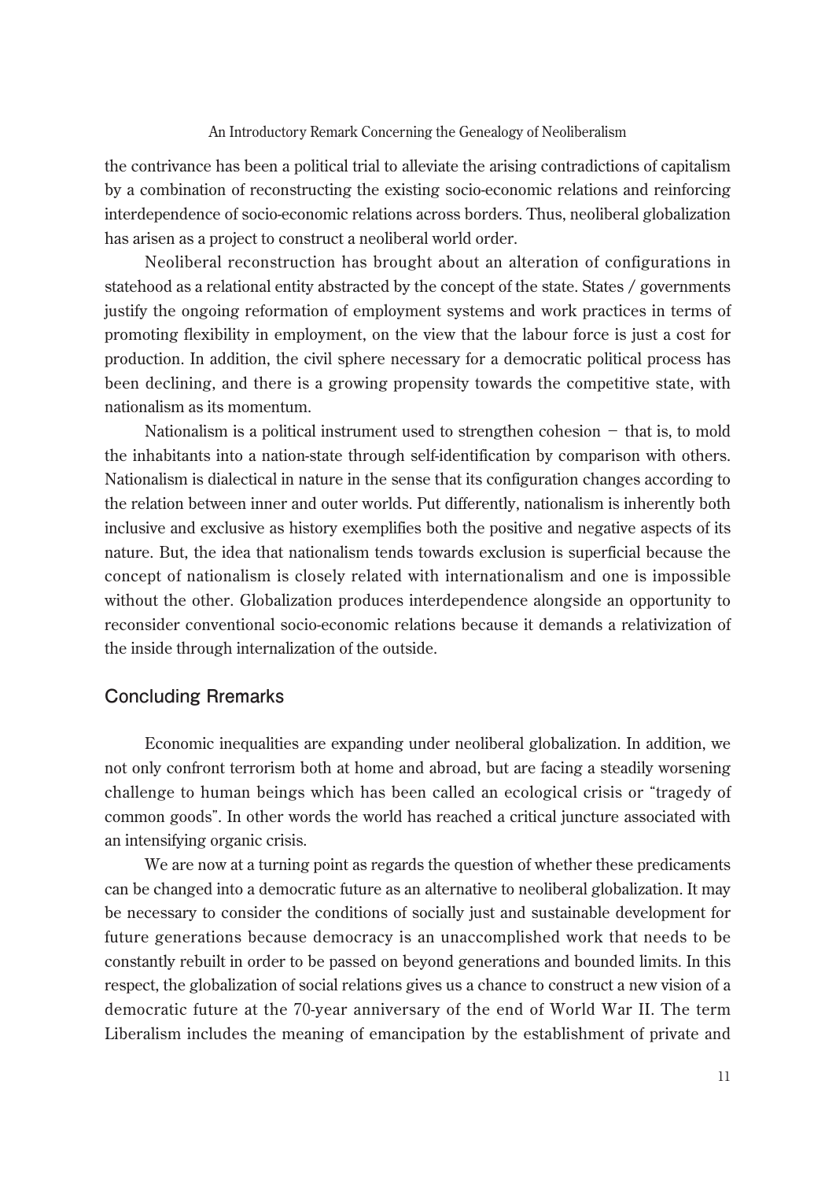the contrivance has been a political trial to alleviate the arising contradictions of capitalism by a combination of reconstructing the existing socio-economic relations and reinforcing interdependence of socio-economic relations across borders. Thus, neoliberal globalization has arisen as a project to construct a neoliberal world order.

Neoliberal reconstruction has brought about an alteration of configurations in statehood as a relational entity abstracted by the concept of the state. States / governments justify the ongoing reformation of employment systems and work practices in terms of promoting flexibility in employment, on the view that the labour force is just a cost for production. In addition, the civil sphere necessary for a democratic political process has been declining, and there is a growing propensity towards the competitive state, with nationalism as its momentum.

Nationalism is a political instrument used to strengthen cohesion − that is, to mold the inhabitants into a nation-state through self-identification by comparison with others. Nationalism is dialectical in nature in the sense that its configuration changes according to the relation between inner and outer worlds. Put differently, nationalism is inherently both inclusive and exclusive as history exemplifies both the positive and negative aspects of its nature. But, the idea that nationalism tends towards exclusion is superficial because the concept of nationalism is closely related with internationalism and one is impossible without the other. Globalization produces interdependence alongside an opportunity to reconsider conventional socio-economic relations because it demands a relativization of the inside through internalization of the outside.

## Concluding Rremarks

Economic inequalities are expanding under neoliberal globalization. In addition, we not only confront terrorism both at home and abroad, but are facing a steadily worsening challenge to human beings which has been called an ecological crisis or "tragedy of common goods". In other words the world has reached a critical juncture associated with an intensifying organic crisis.

We are now at a turning point as regards the question of whether these predicaments can be changed into a democratic future as an alternative to neoliberal globalization. It may be necessary to consider the conditions of socially just and sustainable development for future generations because democracy is an unaccomplished work that needs to be constantly rebuilt in order to be passed on beyond generations and bounded limits. In this respect, the globalization of social relations gives us a chance to construct a new vision of a democratic future at the 70-year anniversary of the end of World War II. The term Liberalism includes the meaning of emancipation by the establishment of private and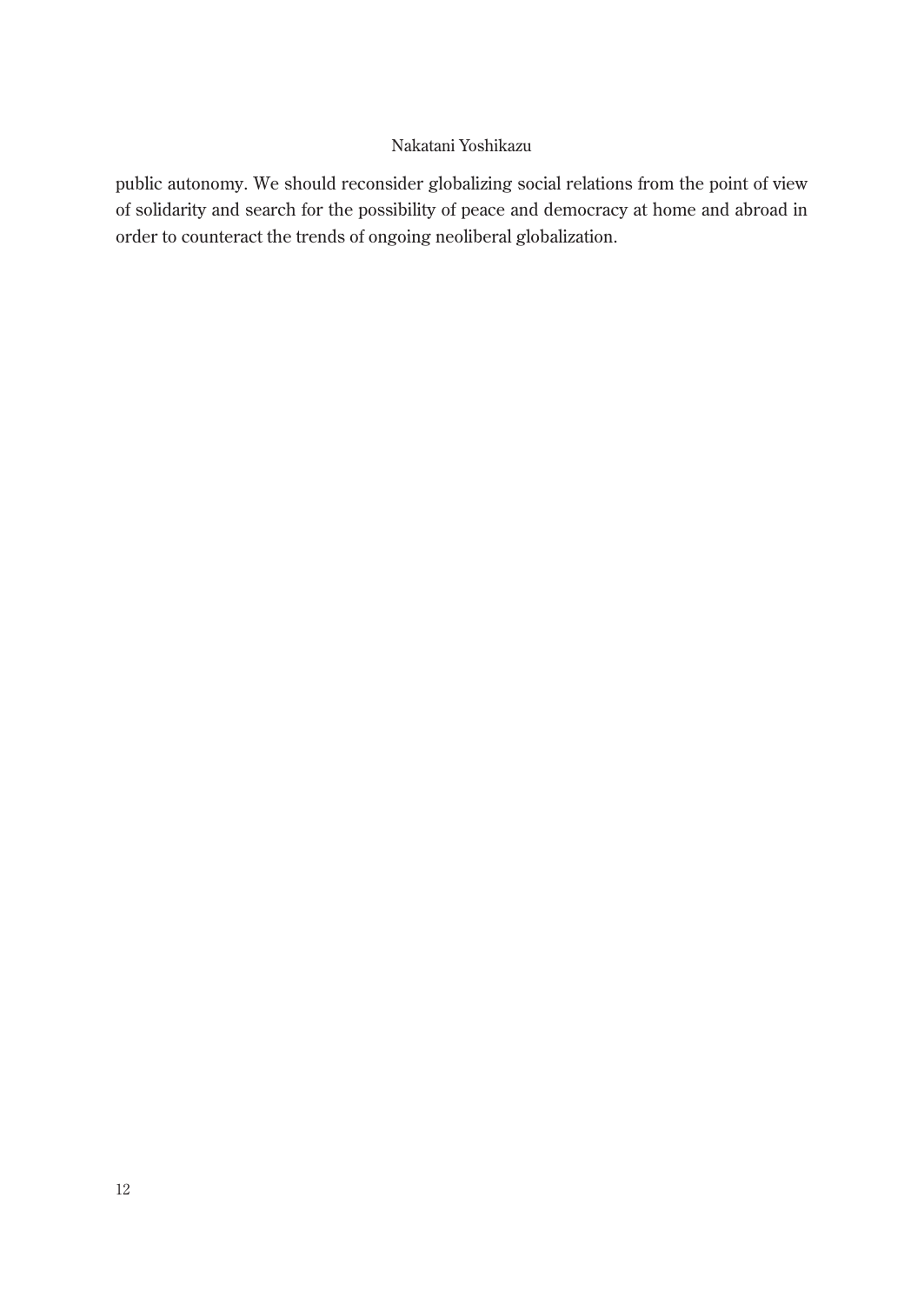public autonomy. We should reconsider globalizing social relations from the point of view of solidarity and search for the possibility of peace and democracy at home and abroad in order to counteract the trends of ongoing neoliberal globalization.